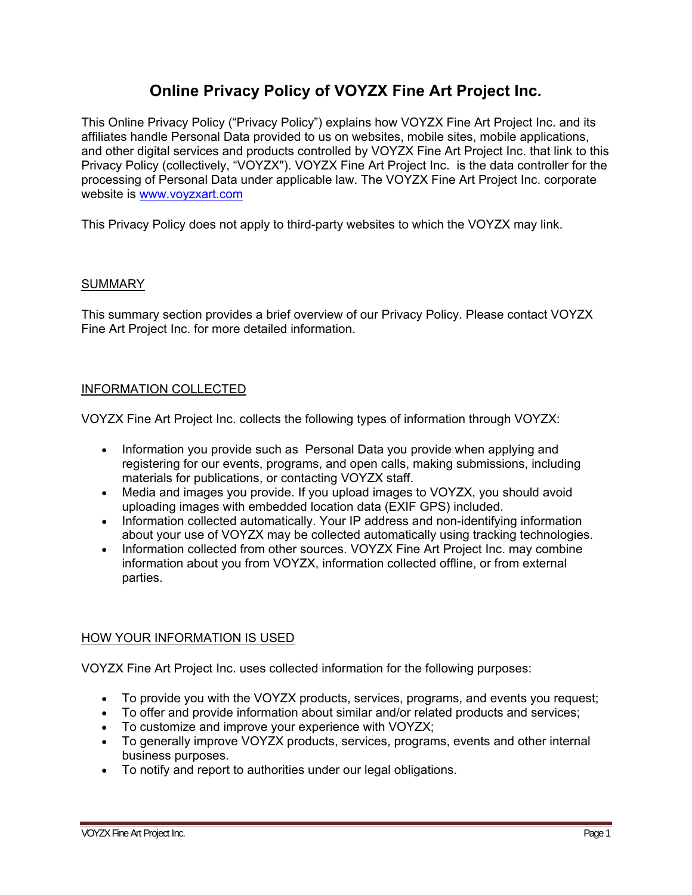# Online Privacy Policy of VOYZX Fine Art Project Inc.

This Online Privacy Policy ("Privacy Policy") explains how VOYZX Fine Art Project Inc. and its affiliates handle Personal Data provided to us on websites, mobile sites, mobile applications, and other digital services and products controlled by VOYZX Fine Art Project Inc. that link to this Privacy Policy (collectively, "VOYZX"). VOYZX Fine Art Project Inc. is the data controller for the processing of Personal Data under applicable law. The VOYZX Fine Art Project Inc. corporate website is [www.voyzxart.com](http://www.voyzxart.com)

This Privacy Policy does not apply to third-party websites to which the VOYZX may link.

## SUMMARY

This summary section provides a brief overview of our Privacy Policy. Please contact VOYZX Fine Art Project Inc. for more detailed information.

## INFORMATION COLLECTED

VOYZX Fine Art Project Inc. collects the following types of information through VOYZX:

- Information you provide such as Personal Data you provide when applying and registering for our events, programs, and open calls, making submissions, including materials for publications, or contacting VOYZX staff.
- Media and images you provide. If you upload images to VOYZX, you should avoid uploading images with embedded location data (EXIF GPS) included.
- Information collected automatically. Your IP address and non-identifying information about your use of VOYZX may be collected automatically using tracking technologies.
- Information collected from other sources. VOYZX Fine Art Project Inc. may combine information about you from VOYZX, information collected offline, or from external parties.

## HOW YOUR INFORMATION IS USED

VOYZX Fine Art Project Inc. uses collected information for the following purposes:

- To provide you with the VOYZX products, services, programs, and events you request;
- To offer and provide information about similar and/or related products and services;
- To customize and improve your experience with VOYZX;
- To generally improve VOYZX products, services, programs, events and other internal business purposes.
- To notify and report to authorities under our legal obligations.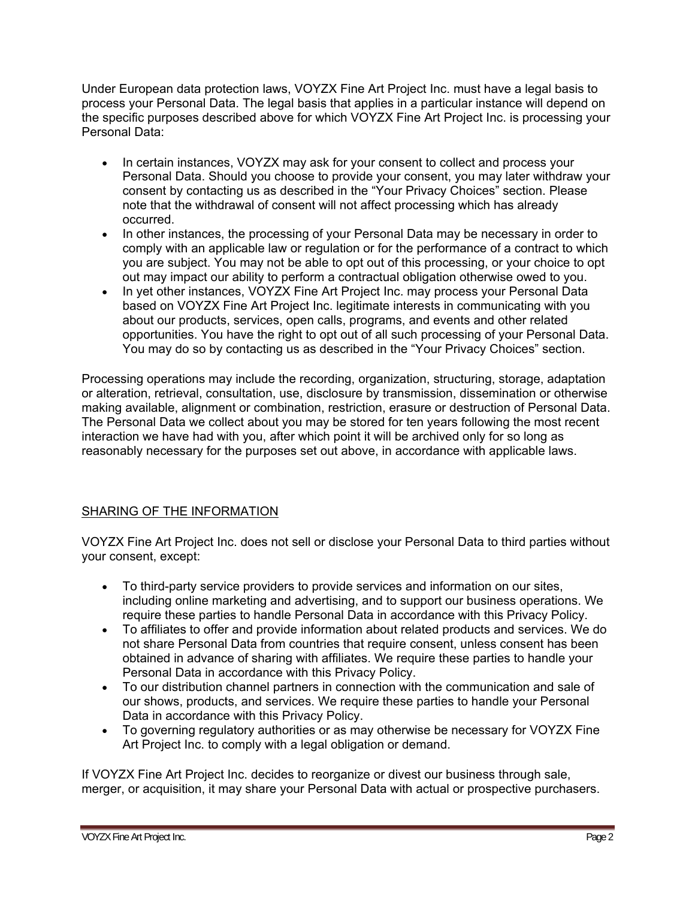Under European data protection laws, VOYZX Fine Art Project Inc. must have a legal basis to process your Personal Data. The legal basis that applies in a particular instance will depend on the specific purposes described above for which VOYZX Fine Art Project Inc. is processing your Personal Data:

- In certain instances, VOYZX may ask for your consent to collect and process your Personal Data. Should you choose to provide your consent, you may later withdraw your consent by contacting us as described in the "Your Privacy Choices" section. Please note that the withdrawal of consent will not affect processing which has already occurred.
- In other instances, the processing of your Personal Data may be necessary in order to comply with an applicable law or regulation or for the performance of a contract to which you are subject. You may not be able to opt out of this processing, or your choice to opt out may impact our ability to perform a contractual obligation otherwise owed to you.
- In yet other instances, VOYZX Fine Art Project Inc. may process your Personal Data based on VOYZX Fine Art Project Inc. legitimate interests in communicating with you about our products, services, open calls, programs, and events and other related opportunities. You have the right to opt out of all such processing of your Personal Data. You may do so by contacting us as described in the "Your Privacy Choices" section.

Processing operations may include the recording, organization, structuring, storage, adaptation or alteration, retrieval, consultation, use, disclosure by transmission, dissemination or otherwise making available, alignment or combination, restriction, erasure or destruction of Personal Data. The Personal Data we collect about you may be stored for ten years following the most recent interaction we have had with you, after which point it will be archived only for so long as reasonably necessary for the purposes set out above, in accordance with applicable laws.

## SHARING OF THE INFORMATION

VOYZX Fine Art Project Inc. does not sell or disclose your Personal Data to third parties without your consent, except:

- To third-party service providers to provide services and information on our sites, including online marketing and advertising, and to support our business operations. We require these parties to handle Personal Data in accordance with this Privacy Policy.
- To affiliates to offer and provide information about related products and services. We do not share Personal Data from countries that require consent, unless consent has been obtained in advance of sharing with affiliates. We require these parties to handle your Personal Data in accordance with this Privacy Policy.
- To our distribution channel partners in connection with the communication and sale of our shows, products, and services. We require these parties to handle your Personal Data in accordance with this Privacy Policy.
- To governing regulatory authorities or as may otherwise be necessary for VOYZX Fine Art Project Inc. to comply with a legal obligation or demand.

If VOYZX Fine Art Project Inc. decides to reorganize or divest our business through sale, merger, or acquisition, it may share your Personal Data with actual or prospective purchasers.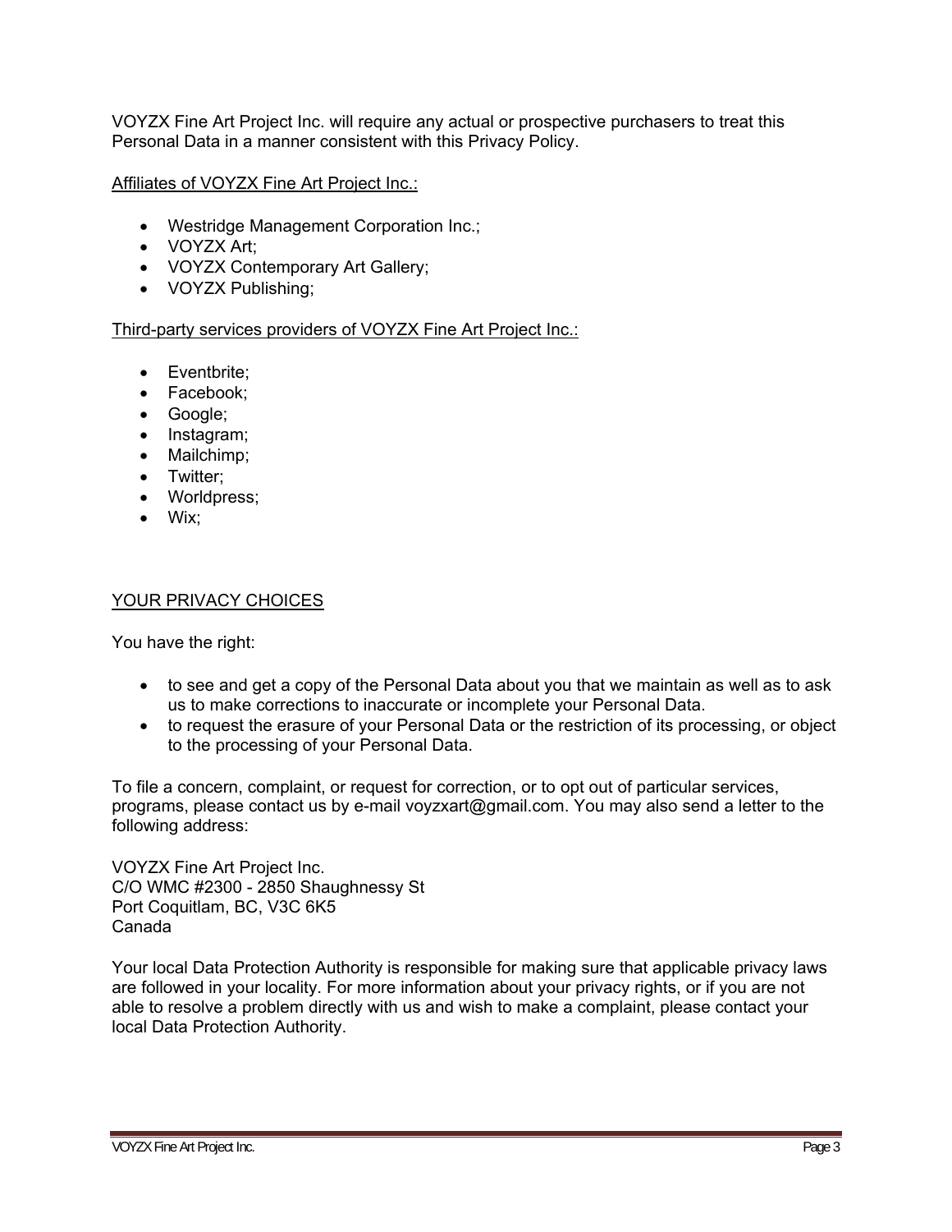VOYZX Fine Art Project Inc. will require any actual or prospective purchasers to treat this Personal Data in a manner consistent with this Privacy Policy.

Affiliates of VOYZX Fine Art Project Inc.:

- Westridge Management Corporation Inc.;
- VOYZX Art;
- VOYZX Contemporary Art Gallery;
- VOYZX Publishing;

Third-party services providers of VOYZX Fine Art Project Inc.:

- Eventbrite;
- Facebook;
- Google;
- Instagram;
- Mailchimp;
- Twitter;
- Worldpress;
- Wix;

## YOUR PRIVACY CHOICES

You have the right:

- to see and get a copy of the Personal Data about you that we maintain as well as to ask us to make corrections to inaccurate or incomplete your Personal Data.
- to request the erasure of your Personal Data or the restriction of its processing, or object to the processing of your Personal Data.

To file a concern, complaint, or request for correction, or to opt out of particular services, programs, please contact us by e-mail voyzxart@gmail.com. You may also send a letter to the following address:

VOYZX Fine Art Project Inc.
C/O WMC #2300 - 2850 Shaughnessy St
Port Coquitlam, BC, V3C 6K5
Canada

Your local Data Protection Authority is responsible for making sure that applicable privacy laws are followed in your locality. For more information about your privacy rights, or if you are not able to resolve a problem directly with us and wish to make a complaint, please contact your local Data Protection Authority.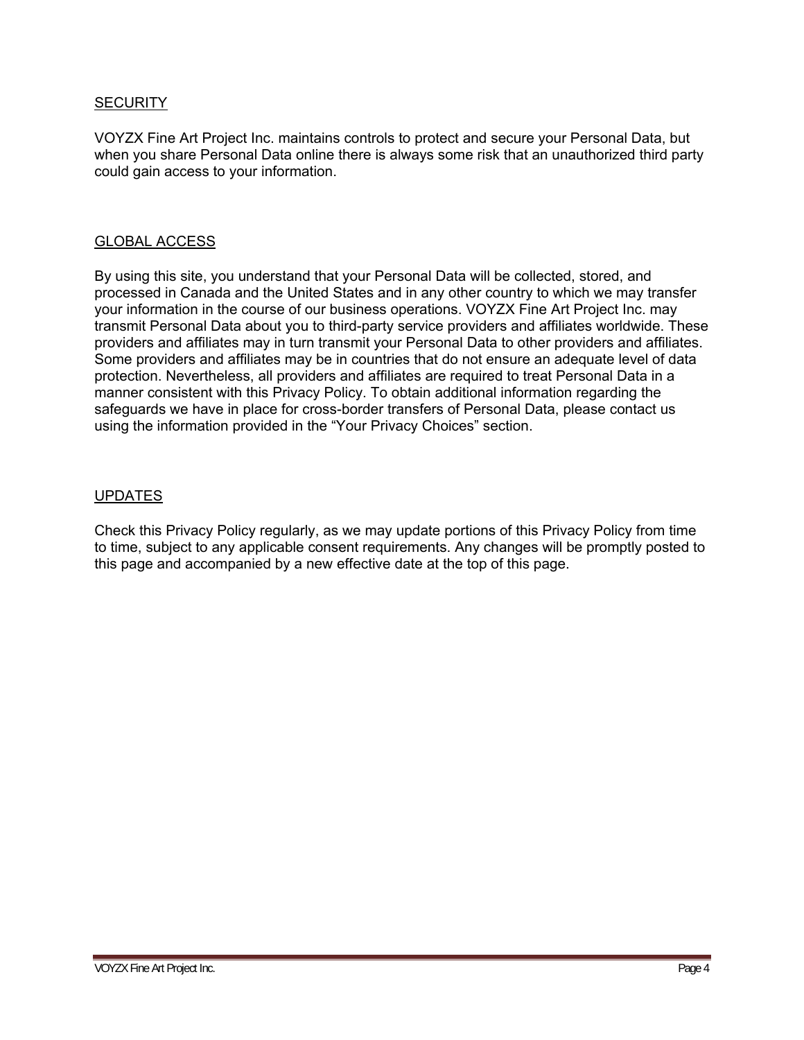## SECURITY

VOYZX Fine Art Project Inc. maintains controls to protect and secure your Personal Data, but when you share Personal Data online there is always some risk that an unauthorized third party could gain access to your information.

## GLOBAL ACCESS

By using this site, you understand that your Personal Data will be collected, stored, and processed in Canada and the United States and in any other country to which we may transfer your information in the course of our business operations. VOYZX Fine Art Project Inc. may transmit Personal Data about you to third-party service providers and affiliates worldwide. These providers and affiliates may in turn transmit your Personal Data to other providers and affiliates. Some providers and affiliates may be in countries that do not ensure an adequate level of data protection. Nevertheless, all providers and affiliates are required to treat Personal Data in a manner consistent with this Privacy Policy. To obtain additional information regarding the safeguards we have in place for cross-border transfers of Personal Data, please contact us using the information provided in the “Your Privacy Choices” section.

## UPDATES

Check this Privacy Policy regularly, as we may update portions of this Privacy Policy from time to time, subject to any applicable consent requirements. Any changes will be promptly posted to this page and accompanied by a new effective date at the top of this page.